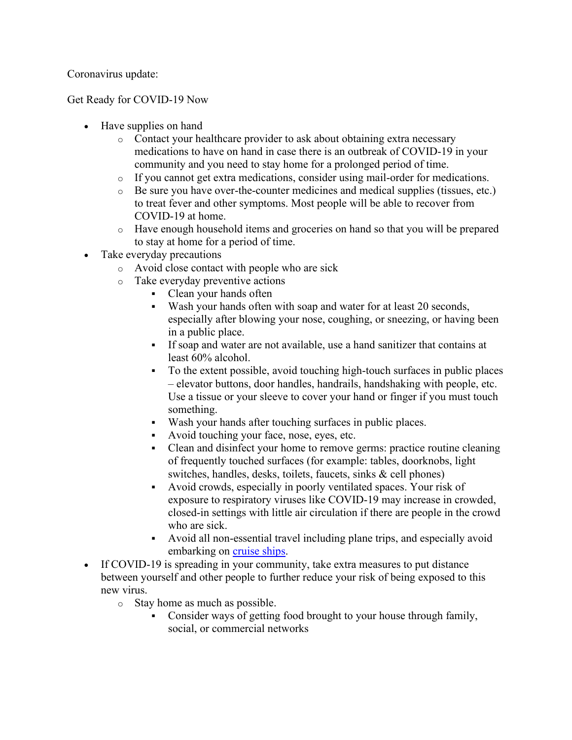Coronavirus update:

Get Ready for COVID-19 Now

- Have supplies on hand
  - Contact your healthcare provider to ask about obtaining extra necessary medications to have on hand in case there is an outbreak of COVID-19 in your community and you need to stay home for a prolonged period of time.
  - If you cannot get extra medications, consider using mail-order for medications.
  - Be sure you have over-the-counter medicines and medical supplies (tissues, etc.) to treat fever and other symptoms. Most people will be able to recover from COVID-19 at home.
  - Have enough household items and groceries on hand so that you will be prepared to stay at home for a period of time.
- Take everyday precautions
  - Avoid close contact with people who are sick
  - Take everyday preventive actions
    - Clean your hands often
    - Wash your hands often with soap and water for at least 20 seconds, especially after blowing your nose, coughing, or sneezing, or having been in a public place.
    - If soap and water are not available, use a hand sanitizer that contains at least 60% alcohol.
    - To the extent possible, avoid touching high-touch surfaces in public places – elevator buttons, door handles, handrails, handshaking with people, etc. Use a tissue or your sleeve to cover your hand or finger if you must touch something.
    - Wash your hands after touching surfaces in public places.
    - Avoid touching your face, nose, eyes, etc.
    - Clean and disinfect your home to remove germs: practice routine cleaning of frequently touched surfaces (for example: tables, doorknobs, light switches, handles, desks, toilets, faucets, sinks & cell phones)
    - Avoid crowds, especially in poorly ventilated spaces. Your risk of exposure to respiratory viruses like COVID-19 may increase in crowded, closed-in settings with little air circulation if there are people in the crowd who are sick.
    - Avoid all non-essential travel including plane trips, and especially avoid embarking on cruise ships.
- If COVID-19 is spreading in your community, take extra measures to put distance between yourself and other people to further reduce your risk of being exposed to this new virus.
  - Stay home as much as possible.
    - Consider ways of getting food brought to your house through family, social, or commercial networks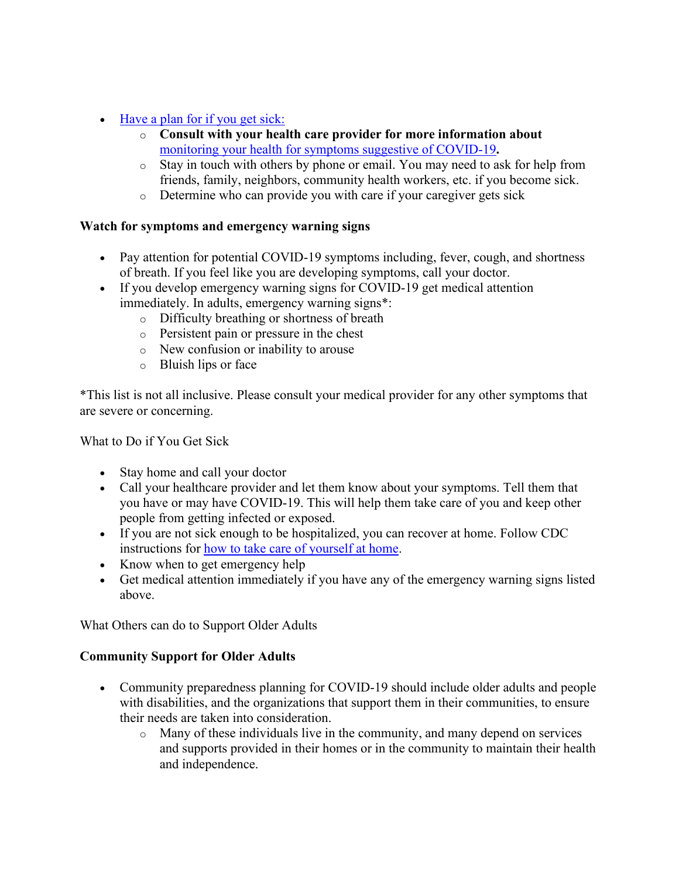- [Have a plan for if you get sick:]()
  - **Consult with your health care provider for more information about** [monitoring your health for symptoms suggestive of COVID-19]()**.**
  - Stay in touch with others by phone or email. You may need to ask for help from friends, family, neighbors, community health workers, etc. if you become sick.
  - Determine who can provide you with care if your caregiver gets sick

**Watch for symptoms and emergency warning signs**

- Pay attention for potential COVID-19 symptoms including, fever, cough, and shortness of breath. If you feel like you are developing symptoms, call your doctor.
- If you develop emergency warning signs for COVID-19 get medical attention immediately. In adults, emergency warning signs*:
  - Difficulty breathing or shortness of breath
  - Persistent pain or pressure in the chest
  - New confusion or inability to arouse
  - Bluish lips or face

*This list is not all inclusive. Please consult your medical provider for any other symptoms that are severe or concerning.

What to Do if You Get Sick

- Stay home and call your doctor
- Call your healthcare provider and let them know about your symptoms. Tell them that you have or may have COVID-19. This will help them take care of you and keep other people from getting infected or exposed.
- If you are not sick enough to be hospitalized, you can recover at home. Follow CDC instructions for [how to take care of yourself at home]().
- Know when to get emergency help
- Get medical attention immediately if you have any of the emergency warning signs listed above.

What Others can do to Support Older Adults

**Community Support for Older Adults**

- Community preparedness planning for COVID-19 should include older adults and people with disabilities, and the organizations that support them in their communities, to ensure their needs are taken into consideration.
  - Many of these individuals live in the community, and many depend on services and supports provided in their homes or in the community to maintain their health and independence.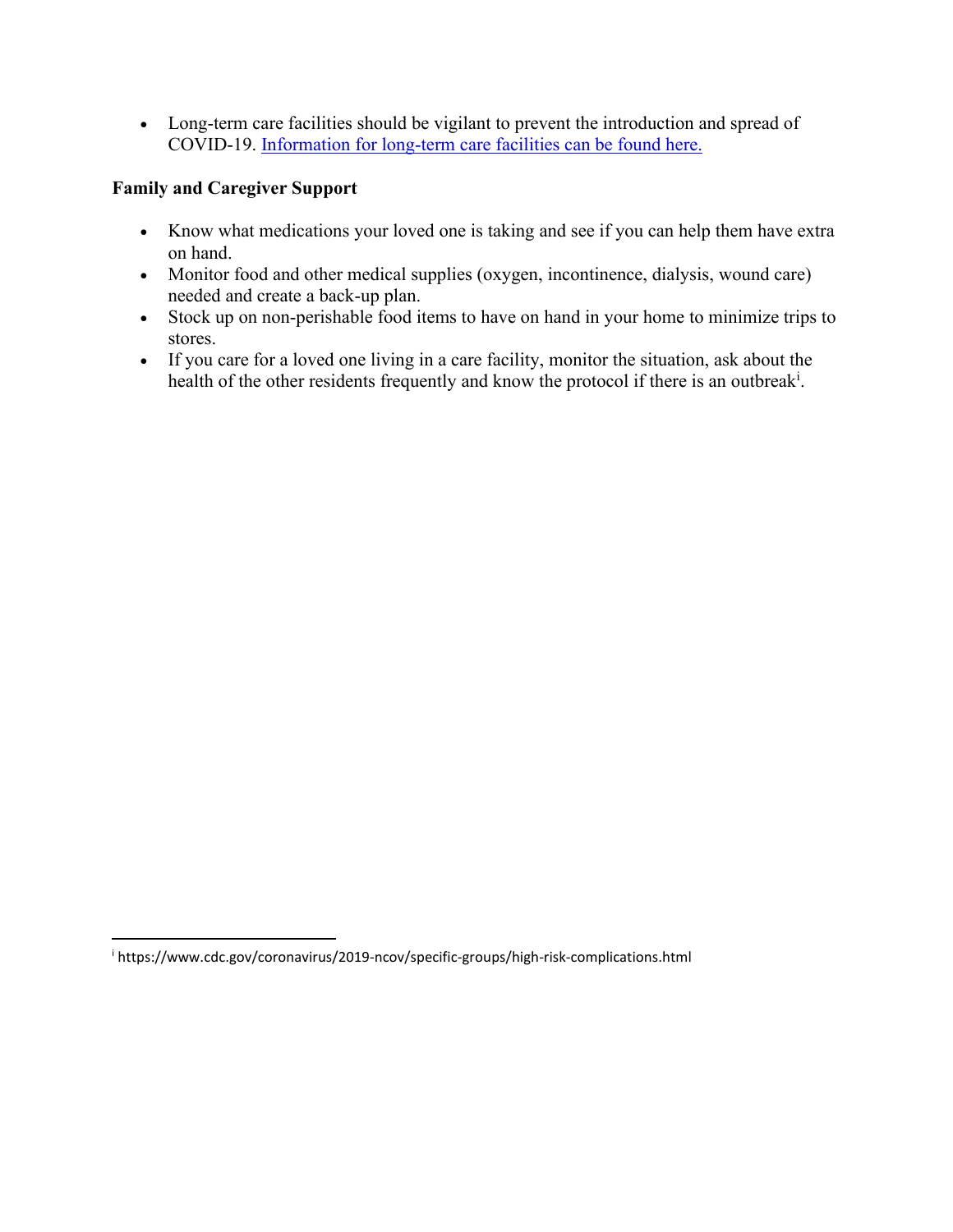- Long-term care facilities should be vigilant to prevent the introduction and spread of COVID-19. Information for long-term care facilities can be found here.

**Family and Caregiver Support**

- Know what medications your loved one is taking and see if you can help them have extra on hand.
- Monitor food and other medical supplies (oxygen, incontinence, dialysis, wound care) needed and create a back-up plan.
- Stock up on non-perishable food items to have on hand in your home to minimize trips to stores.
- If you care for a loved one living in a care facility, monitor the situation, ask about the health of the other residents frequently and know the protocol if there is an outbreak[i].

---

[i] https://www.cdc.gov/coronavirus/2019-ncov/specific-groups/high-risk-complications.html